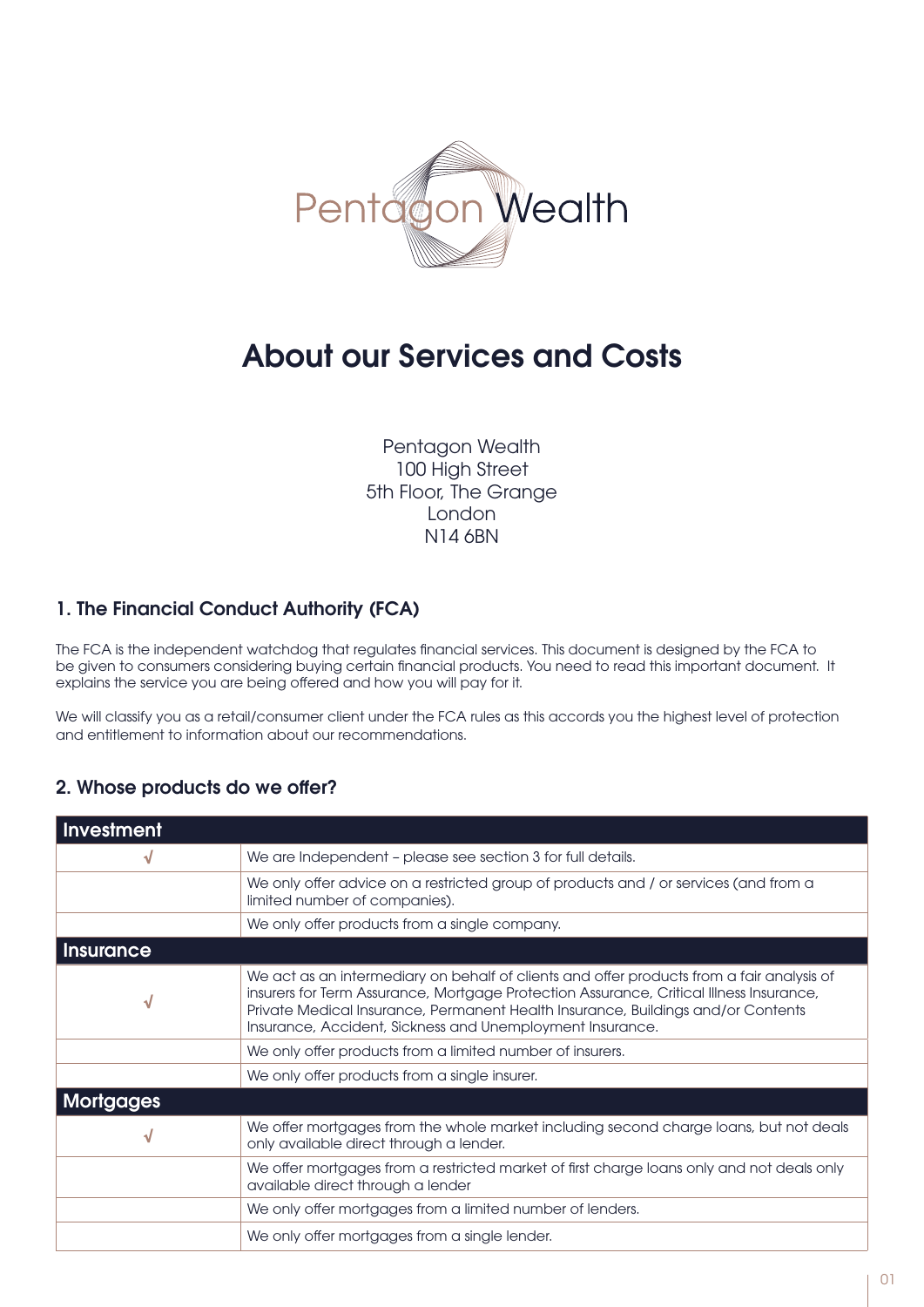Pentagon Wealth

# About our Services and Costs

Pentagon Wealth
100 High Street
5th Floor, The Grange
London
N14 6BN

## 1. The Financial Conduct Authority (FCA)

The FCA is the independent watchdog that regulates financial services. This document is designed by the FCA to be given to consumers considering buying certain financial products. You need to read this important document. It explains the service you are being offered and how you will pay for it.

We will classify you as a retail/consumer client under the FCA rules as this accords you the highest level of protection and entitlement to information about our recommendations.

## 2. Whose products do we offer?

| Investment | |
|---|---|
| √ | We are Independent – please see section 3 for full details. |
| | We only offer advice on a restricted group of products and / or services (and from a limited number of companies). |
| | We only offer products from a single company. |
| **Insurance** | |
| √ | We act as an intermediary on behalf of clients and offer products from a fair analysis of insurers for Term Assurance, Mortgage Protection Assurance, Critical Illness Insurance, Private Medical Insurance, Permanent Health Insurance, Buildings and/or Contents Insurance, Accident, Sickness and Unemployment Insurance. |
| | We only offer products from a limited number of insurers. |
| | We only offer products from a single insurer. |
| **Mortgages** | |
| √ | We offer mortgages from the whole market including second charge loans, but not deals only available direct through a lender. |
| | We offer mortgages from a restricted market of first charge loans only and not deals only available direct through a lender |
| | We only offer mortgages from a limited number of lenders. |
| | We only offer mortgages from a single lender. |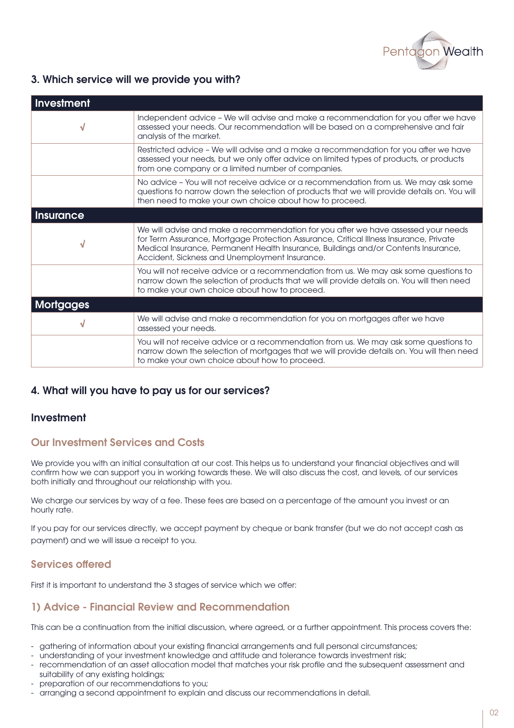## 3. Which service will we provide you with?

| Investment | |
|---|---|
| √ | Independent advice – We will advise and make a recommendation for you after we have assessed your needs. Our recommendation will be based on a comprehensive and fair analysis of the market. |
| | Restricted advice – We will advise and a make a recommendation for you after we have assessed your needs, but we only offer advice on limited types of products, or products from one company or a limited number of companies. |
| | No advice – You will not receive advice or a recommendation from us. We may ask some questions to narrow down the selection of products that we will provide details on. You will then need to make your own choice about how to proceed. |
| **Insurance** | |
| √ | We will advise and make a recommendation for you after we have assessed your needs for Term Assurance, Mortgage Protection Assurance, Critical Illness Insurance, Private Medical Insurance, Permanent Health Insurance, Buildings and/or Contents Insurance, Accident, Sickness and Unemployment Insurance. |
| | You will not receive advice or a recommendation from us. We may ask some questions to narrow down the selection of products that we will provide details on. You will then need to make your own choice about how to proceed. |
| **Mortgages** | |
| √ | We will advise and make a recommendation for you on mortgages after we have assessed your needs. |
| | You will not receive advice or a recommendation from us. We may ask some questions to narrow down the selection of mortgages that we will provide details on. You will then need to make your own choice about how to proceed. |

## 4. What will you have to pay us for our services?

### Investment

### Our Investment Services and Costs

We provide you with an initial consultation at our cost. This helps us to understand your financial objectives and will confirm how we can support you in working towards these. We will also discuss the cost, and levels, of our services both initially and throughout our relationship with you.

We charge our services by way of a fee. These fees are based on a percentage of the amount you invest or an hourly rate.

If you pay for our services directly, we accept payment by cheque or bank transfer (but we do not accept cash as payment) and we will issue a receipt to you.

### Services offered

First it is important to understand the 3 stages of service which we offer:

### 1) Advice - Financial Review and Recommendation

This can be a continuation from the initial discussion, where agreed, or a further appointment. This process covers the:

- gathering of information about your existing financial arrangements and full personal circumstances;
- understanding of your investment knowledge and attitude and tolerance towards investment risk;
- recommendation of an asset allocation model that matches your risk profile and the subsequent assessment and suitability of any existing holdings;
- preparation of our recommendations to you;
- arranging a second appointment to explain and discuss our recommendations in detail.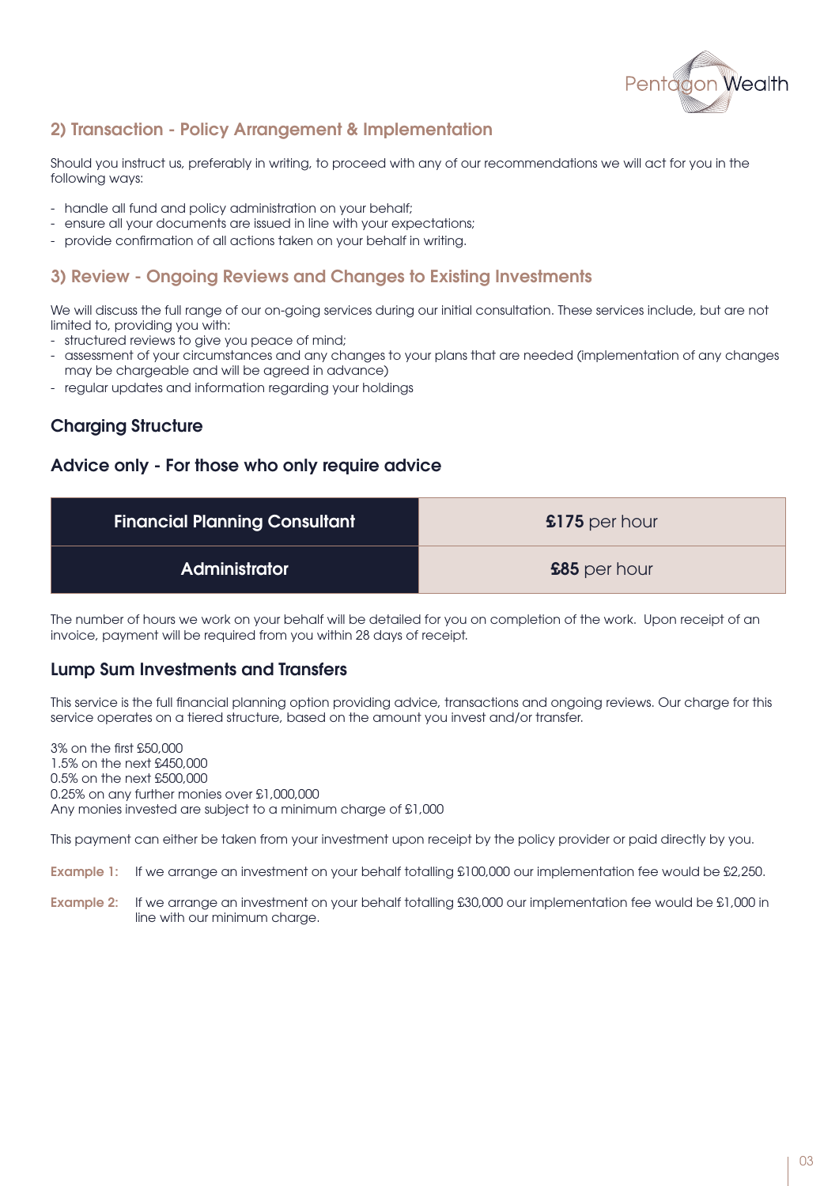## 2) Transaction - Policy Arrangement & Implementation

Should you instruct us, preferably in writing, to proceed with any of our recommendations we will act for you in the following ways:

- handle all fund and policy administration on your behalf;
- ensure all your documents are issued in line with your expectations;
- provide confirmation of all actions taken on your behalf in writing.

## 3) Review - Ongoing Reviews and Changes to Existing Investments

We will discuss the full range of our on-going services during our initial consultation. These services include, but are not limited to, providing you with:

- structured reviews to give you peace of mind;
- assessment of your circumstances and any changes to your plans that are needed (implementation of any changes may be chargeable and will be agreed in advance)
- regular updates and information regarding your holdings

## Charging Structure

### Advice only - For those who only require advice

| Role | Rate |
| --- | --- |
| **Financial Planning Consultant** | **£175** per hour |
| **Administrator** | **£85** per hour |

The number of hours we work on your behalf will be detailed for you on completion of the work. Upon receipt of an invoice, payment will be required from you within 28 days of receipt.

### Lump Sum Investments and Transfers

This service is the full financial planning option providing advice, transactions and ongoing reviews. Our charge for this service operates on a tiered structure, based on the amount you invest and/or transfer.

3% on the first £50,000
1.5% on the next £450,000
0.5% on the next £500,000
0.25% on any further monies over £1,000,000
Any monies invested are subject to a minimum charge of £1,000

This payment can either be taken from your investment upon receipt by the policy provider or paid directly by you.

**Example 1:** If we arrange an investment on your behalf totalling £100,000 our implementation fee would be £2,250.

**Example 2:** If we arrange an investment on your behalf totalling £30,000 our implementation fee would be £1,000 in line with our minimum charge.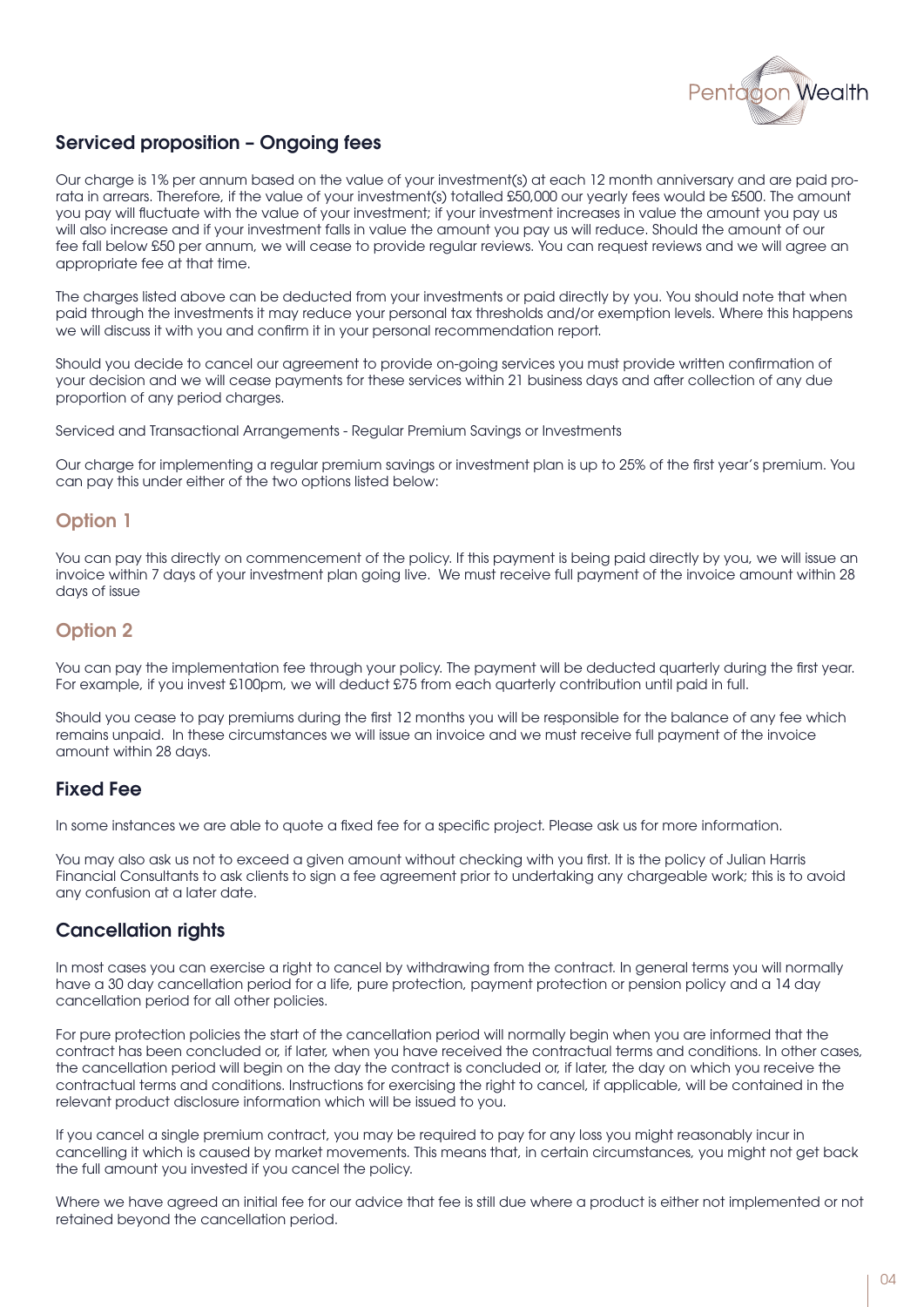## Serviced proposition – Ongoing fees

Our charge is 1% per annum based on the value of your investment(s) at each 12 month anniversary and are paid pro-rata in arrears. Therefore, if the value of your investment(s) totalled £50,000 our yearly fees would be £500. The amount you pay will fluctuate with the value of your investment; if your investment increases in value the amount you pay us will also increase and if your investment falls in value the amount you pay us will reduce. Should the amount of our fee fall below £50 per annum, we will cease to provide regular reviews. You can request reviews and we will agree an appropriate fee at that time.

The charges listed above can be deducted from your investments or paid directly by you. You should note that when paid through the investments it may reduce your personal tax thresholds and/or exemption levels. Where this happens we will discuss it with you and confirm it in your personal recommendation report.

Should you decide to cancel our agreement to provide on-going services you must provide written confirmation of your decision and we will cease payments for these services within 21 business days and after collection of any due proportion of any period charges.

Serviced and Transactional Arrangements - Regular Premium Savings or Investments

Our charge for implementing a regular premium savings or investment plan is up to 25% of the first year's premium. You can pay this under either of the two options listed below:

## Option 1

You can pay this directly on commencement of the policy. If this payment is being paid directly by you, we will issue an invoice within 7 days of your investment plan going live. We must receive full payment of the invoice amount within 28 days of issue

## Option 2

You can pay the implementation fee through your policy. The payment will be deducted quarterly during the first year. For example, if you invest £100pm, we will deduct £75 from each quarterly contribution until paid in full.

Should you cease to pay premiums during the first 12 months you will be responsible for the balance of any fee which remains unpaid. In these circumstances we will issue an invoice and we must receive full payment of the invoice amount within 28 days.

## Fixed Fee

In some instances we are able to quote a fixed fee for a specific project. Please ask us for more information.

You may also ask us not to exceed a given amount without checking with you first. It is the policy of Julian Harris Financial Consultants to ask clients to sign a fee agreement prior to undertaking any chargeable work; this is to avoid any confusion at a later date.

## Cancellation rights

In most cases you can exercise a right to cancel by withdrawing from the contract. In general terms you will normally have a 30 day cancellation period for a life, pure protection, payment protection or pension policy and a 14 day cancellation period for all other policies.

For pure protection policies the start of the cancellation period will normally begin when you are informed that the contract has been concluded or, if later, when you have received the contractual terms and conditions. In other cases, the cancellation period will begin on the day the contract is concluded or, if later, the day on which you receive the contractual terms and conditions. Instructions for exercising the right to cancel, if applicable, will be contained in the relevant product disclosure information which will be issued to you.

If you cancel a single premium contract, you may be required to pay for any loss you might reasonably incur in cancelling it which is caused by market movements. This means that, in certain circumstances, you might not get back the full amount you invested if you cancel the policy.

Where we have agreed an initial fee for our advice that fee is still due where a product is either not implemented or not retained beyond the cancellation period.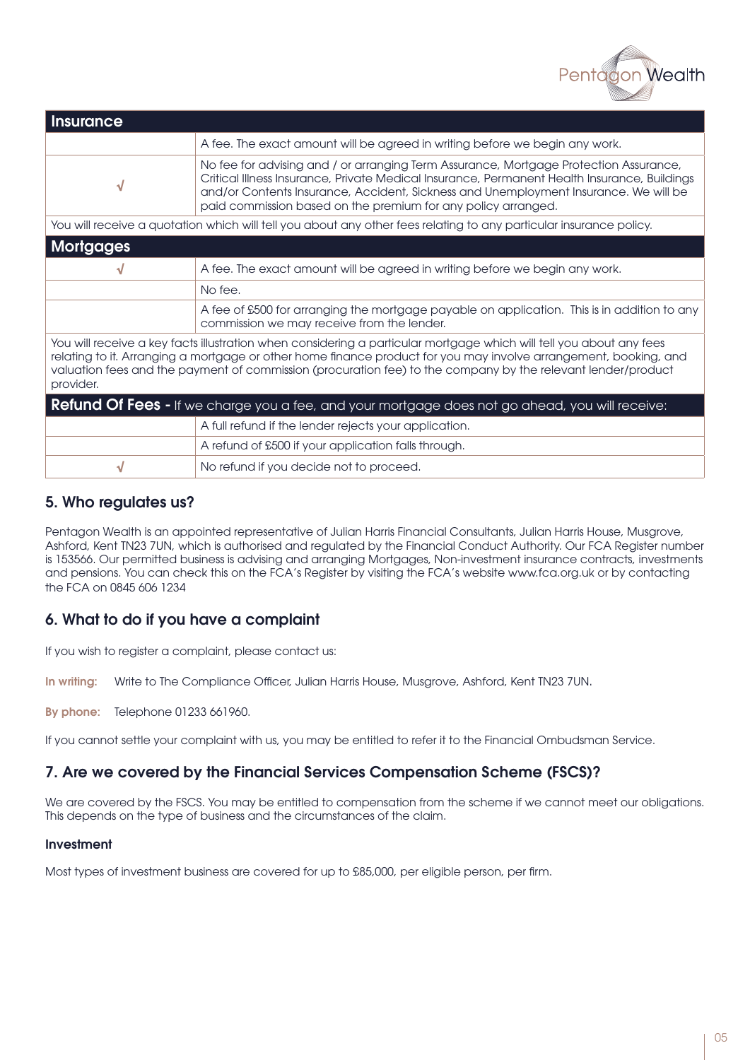| Insurance | |
|---|---|
| | A fee. The exact amount will be agreed in writing before we begin any work. |
| √ | No fee for advising and / or arranging Term Assurance, Mortgage Protection Assurance, Critical Illness Insurance, Private Medical Insurance, Permanent Health Insurance, Buildings and/or Contents Insurance, Accident, Sickness and Unemployment Insurance. We will be paid commission based on the premium for any policy arranged. |
| You will receive a quotation which will tell you about any other fees relating to any particular insurance policy. | |

| Mortgages | |
|---|---|
| √ | A fee. The exact amount will be agreed in writing before we begin any work. |
| | No fee. |
| | A fee of £500 for arranging the mortgage payable on application. This is in addition to any commission we may receive from the lender. |
| You will receive a key facts illustration when considering a particular mortgage which will tell you about any fees relating to it. Arranging a mortgage or other home finance product for you may involve arrangement, booking, and valuation fees and the payment of commission (procuration fee) to the company by the relevant lender/product provider. | |

| **Refund Of Fees -** If we charge you a fee, and your mortgage does not go ahead, you will receive: | |
|---|---|
| | A full refund if the lender rejects your application. |
| | A refund of £500 if your application falls through. |
| √ | No refund if you decide not to proceed. |

## 5. Who regulates us?

Pentagon Wealth is an appointed representative of Julian Harris Financial Consultants, Julian Harris House, Musgrove, Ashford, Kent TN23 7UN, which is authorised and regulated by the Financial Conduct Authority. Our FCA Register number is 153566. Our permitted business is advising and arranging Mortgages, Non-investment insurance contracts, investments and pensions. You can check this on the FCA's Register by visiting the FCA's website www.fca.org.uk or by contacting the FCA on 0845 606 1234

## 6. What to do if you have a complaint

If you wish to register a complaint, please contact us:

**In writing:** Write to The Compliance Officer, Julian Harris House, Musgrove, Ashford, Kent TN23 7UN.

**By phone:** Telephone 01233 661960.

If you cannot settle your complaint with us, you may be entitled to refer it to the Financial Ombudsman Service.

## 7. Are we covered by the Financial Services Compensation Scheme (FSCS)?

We are covered by the FSCS. You may be entitled to compensation from the scheme if we cannot meet our obligations. This depends on the type of business and the circumstances of the claim.

### Investment

Most types of investment business are covered for up to £85,000, per eligible person, per firm.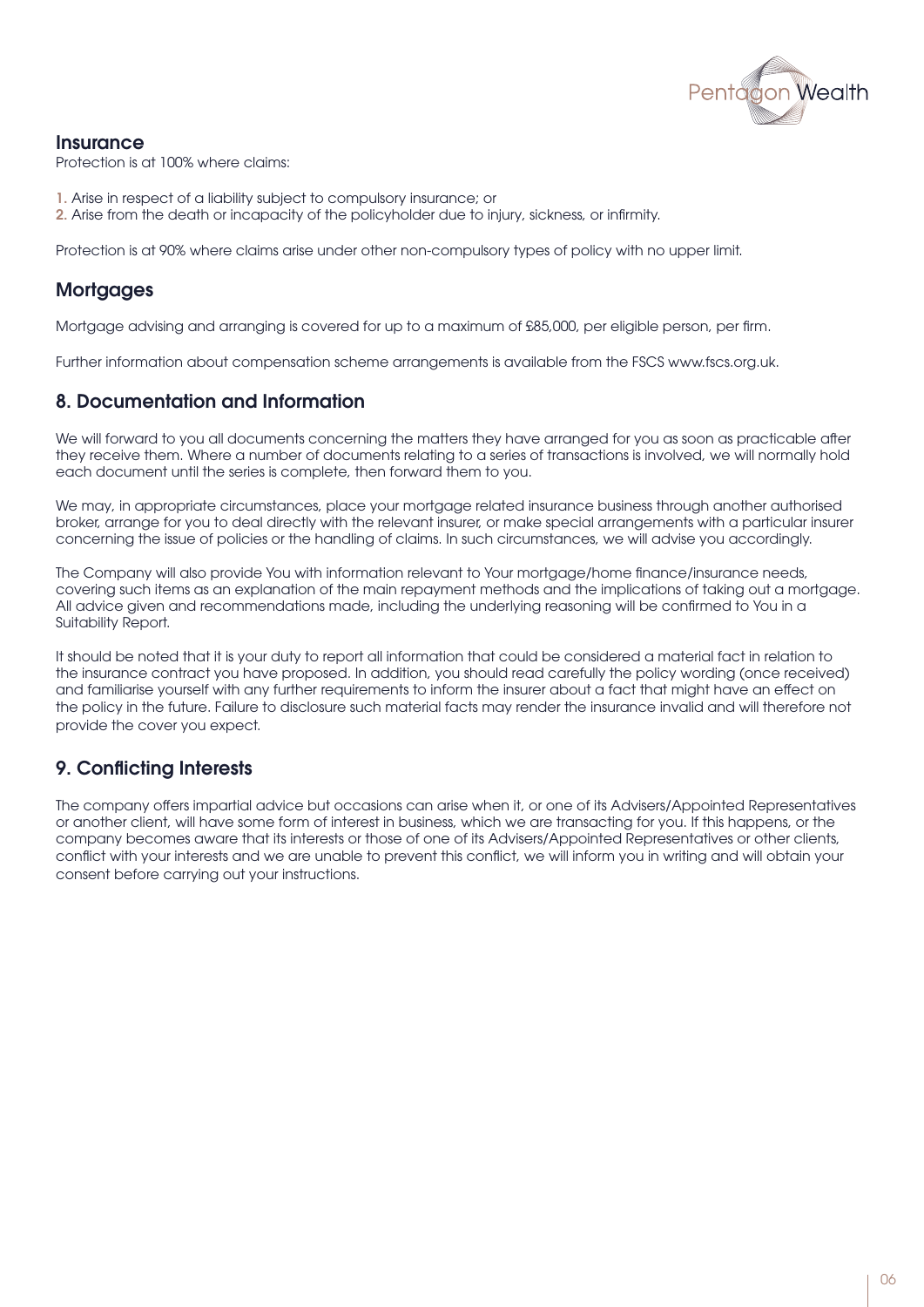### Insurance

Protection is at 100% where claims:

1. Arise in respect of a liability subject to compulsory insurance; or
2. Arise from the death or incapacity of the policyholder due to injury, sickness, or infirmity.

Protection is at 90% where claims arise under other non-compulsory types of policy with no upper limit.

### Mortgages

Mortgage advising and arranging is covered for up to a maximum of £85,000, per eligible person, per firm.

Further information about compensation scheme arrangements is available from the FSCS www.fscs.org.uk.

## 8. Documentation and Information

We will forward to you all documents concerning the matters they have arranged for you as soon as practicable after they receive them. Where a number of documents relating to a series of transactions is involved, we will normally hold each document until the series is complete, then forward them to you.

We may, in appropriate circumstances, place your mortgage related insurance business through another authorised broker, arrange for you to deal directly with the relevant insurer, or make special arrangements with a particular insurer concerning the issue of policies or the handling of claims. In such circumstances, we will advise you accordingly.

The Company will also provide You with information relevant to Your mortgage/home finance/insurance needs, covering such items as an explanation of the main repayment methods and the implications of taking out a mortgage. All advice given and recommendations made, including the underlying reasoning will be confirmed to You in a Suitability Report.

It should be noted that it is your duty to report all information that could be considered a material fact in relation to the insurance contract you have proposed. In addition, you should read carefully the policy wording (once received) and familiarise yourself with any further requirements to inform the insurer about a fact that might have an effect on the policy in the future. Failure to disclosure such material facts may render the insurance invalid and will therefore not provide the cover you expect.

## 9. Conflicting Interests

The company offers impartial advice but occasions can arise when it, or one of its Advisers/Appointed Representatives or another client, will have some form of interest in business, which we are transacting for you. If this happens, or the company becomes aware that its interests or those of one of its Advisers/Appointed Representatives or other clients, conflict with your interests and we are unable to prevent this conflict, we will inform you in writing and will obtain your consent before carrying out your instructions.